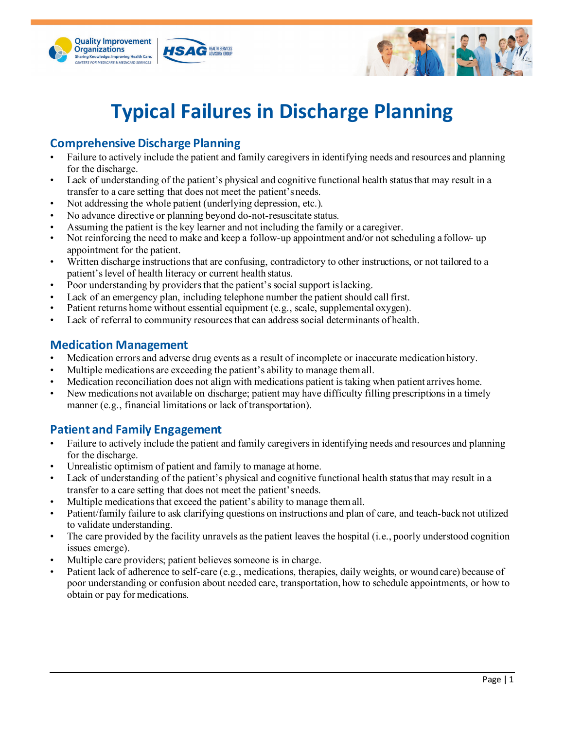# Typical Failures in Discharge Planning

## Comprehensive Discharge Planning

- Failure to actively include the patient and family caregivers in identifying needs and resources and planning for the discharge.
- Lack of understanding of the patient's physical and cognitive functional health status that may result in a transfer to a care setting that does not meet the patient's needs.
- Not addressing the whole patient (underlying depression, etc.).
- No advance directive or planning beyond do-not-resuscitate status.
- Assuming the patient is the key learner and not including the family or a caregiver.
- Not reinforcing the need to make and keep a follow-up appointment and/or not scheduling a follow- up appointment for the patient.
- Written discharge instructions that are confusing, contradictory to other instructions, or not tailored to a patient's level of health literacy or current health status.
- Poor understanding by providers that the patient's social support is lacking.
- Lack of an emergency plan, including telephone number the patient should call first.
- Patient returns home without essential equipment (e.g., scale, supplemental oxygen).
- Lack of referral to community resources that can address social determinants of health.

## Medication Management

- Medication errors and adverse drug events as a result of incomplete or inaccurate medication history.
- Multiple medications are exceeding the patient's ability to manage them all.
- Medication reconciliation does not align with medications patient is taking when patient arrives home.
- New medications not available on discharge; patient may have difficulty filling prescriptions in a timely manner (e.g., financial limitations or lack of transportation).

## Patient and Family Engagement

- Failure to actively include the patient and family caregivers in identifying needs and resources and planning for the discharge.
- Unrealistic optimism of patient and family to manage at home.
- Lack of understanding of the patient's physical and cognitive functional health status that may result in a transfer to a care setting that does not meet the patient's needs.
- Multiple medications that exceed the patient's ability to manage them all.
- Patient/family failure to ask clarifying questions on instructions and plan of care, and teach-back not utilized to validate understanding.
- The care provided by the facility unravels as the patient leaves the hospital (i.e., poorly understood cognition issues emerge).
- Multiple care providers; patient believes someone is in charge.
- Patient lack of adherence to self-care (e.g., medications, therapies, daily weights, or wound care) because of poor understanding or confusion about needed care, transportation, how to schedule appointments, or how to obtain or pay for medications.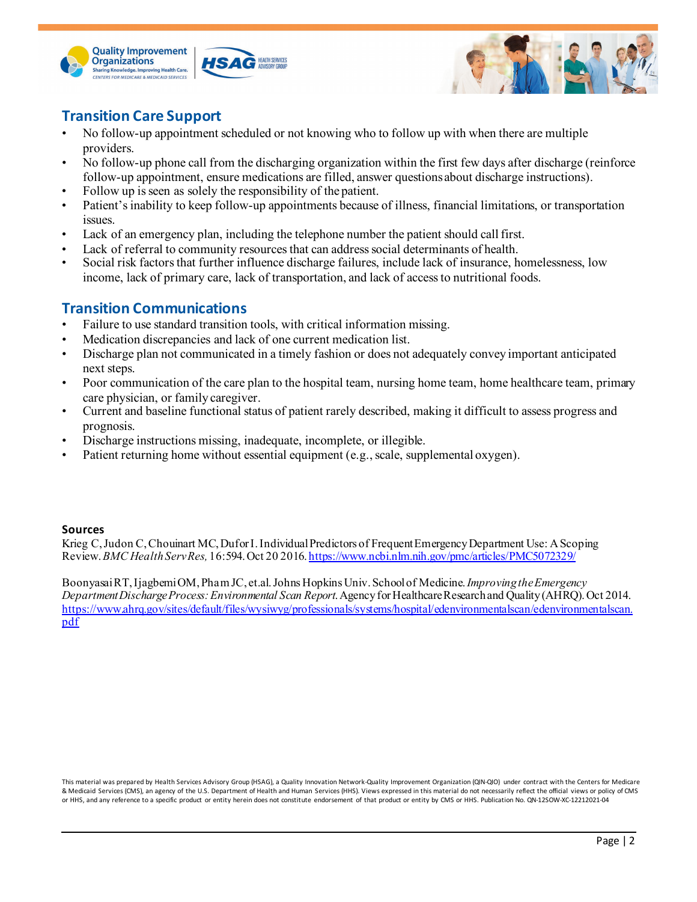## Transition Care Support

- No follow-up appointment scheduled or not knowing who to follow up with when there are multiple providers.
- No follow-up phone call from the discharging organization within the first few days after discharge (reinforce follow-up appointment, ensure medications are filled, answer questions about discharge instructions).
- Follow up is seen as solely the responsibility of the patient.
- Patient's inability to keep follow-up appointments because of illness, financial limitations, or transportation issues.
- Lack of an emergency plan, including the telephone number the patient should call first.
- Lack of referral to community resources that can address social determinants of health.
- Social risk factors that further influence discharge failures, include lack of insurance, homelessness, low income, lack of primary care, lack of transportation, and lack of access to nutritional foods.

## Transition Communications

- Failure to use standard transition tools, with critical information missing.
- Medication discrepancies and lack of one current medication list.
- Discharge plan not communicated in a timely fashion or does not adequately convey important anticipated next steps.
- Poor communication of the care plan to the hospital team, nursing home team, home healthcare team, primary care physician, or family caregiver.
- Current and baseline functional status of patient rarely described, making it difficult to assess progress and prognosis.
- Discharge instructions missing, inadequate, incomplete, or illegible.
- Patient returning home without essential equipment (e.g., scale, supplemental oxygen).

**Sources**

Krieg C, Judon C, Chouinart MC, Dufor I. Individual Predictors of Frequent Emergency Department Use: A Scoping Review. *BMC Health Serv Res,* 16:594. Oct 20 2016. https://www.ncbi.nlm.nih.gov/pmc/articles/PMC5072329/

Boonyasai RT, Ijagbemi OM, Pham JC, et.al. Johns Hopkins Univ. School of Medicine. *Improving the Emergency Department Discharge Process: Environmental Scan Report.* Agency for Healthcare Research and Quality (AHRQ). Oct 2014. https://www.ahrq.gov/sites/default/files/wysiwyg/professionals/systems/hospital/edenvironmentalscan/edenvironmentalscan.pdf

This material was prepared by Health Services Advisory Group (HSAG), a Quality Innovation Network-Quality Improvement Organization (QIN-QIO) under contract with the Centers for Medicare & Medicaid Services (CMS), an agency of the U.S. Department of Health and Human Services (HHS). Views expressed in this material do not necessarily reflect the official views or policy of CMS or HHS, and any reference to a specific product or entity herein does not constitute endorsement of that product or entity by CMS or HHS. Publication No. QN-12SOW-XC-12212021-04